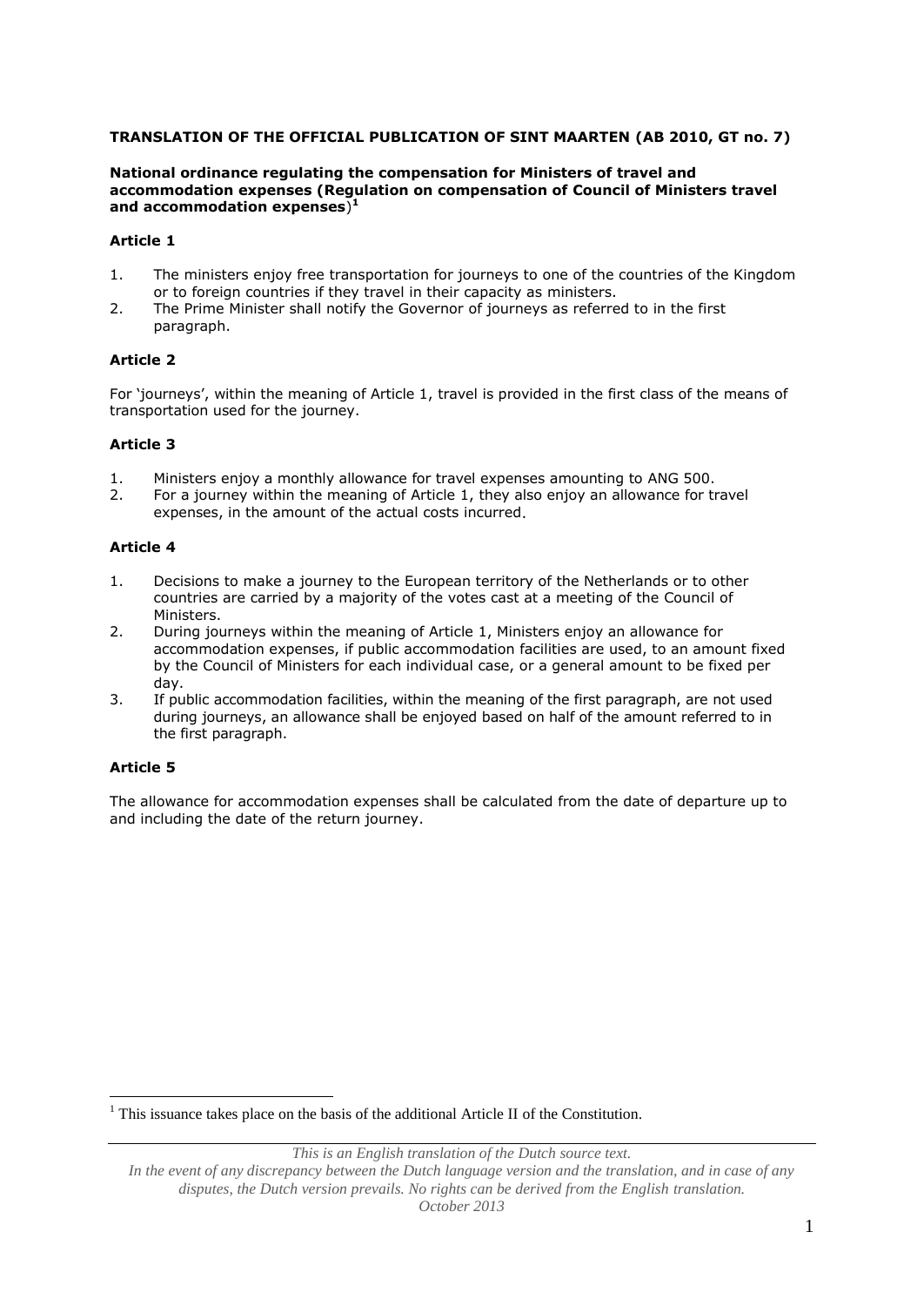**TRANSLATION OF THE OFFICIAL PUBLICATION OF SINT MAARTEN (AB 2010, GT no. 7)**

**National ordinance regulating the compensation for Ministers of travel and accommodation expenses (Regulation on compensation of Council of Ministers travel and accommodation expenses)**[1]

### Article 1

1. The ministers enjoy free transportation for journeys to one of the countries of the Kingdom or to foreign countries if they travel in their capacity as ministers.
2. The Prime Minister shall notify the Governor of journeys as referred to in the first paragraph.

### Article 2

For 'journeys', within the meaning of Article 1, travel is provided in the first class of the means of transportation used for the journey.

### Article 3

1. Ministers enjoy a monthly allowance for travel expenses amounting to ANG 500.
2. For a journey within the meaning of Article 1, they also enjoy an allowance for travel expenses, in the amount of the actual costs incurred.

### Article 4

1. Decisions to make a journey to the European territory of the Netherlands or to other countries are carried by a majority of the votes cast at a meeting of the Council of Ministers.
2. During journeys within the meaning of Article 1, Ministers enjoy an allowance for accommodation expenses, if public accommodation facilities are used, to an amount fixed by the Council of Ministers for each individual case, or a general amount to be fixed per day.
3. If public accommodation facilities, within the meaning of the first paragraph, are not used during journeys, an allowance shall be enjoyed based on half of the amount referred to in the first paragraph.

### Article 5

The allowance for accommodation expenses shall be calculated from the date of departure up to and including the date of the return journey.

---

[1] This issuance takes place on the basis of the additional Article II of the Constitution.

*This is an English translation of the Dutch source text.*
*In the event of any discrepancy between the Dutch language version and the translation, and in case of any disputes, the Dutch version prevails. No rights can be derived from the English translation.*
*October 2013*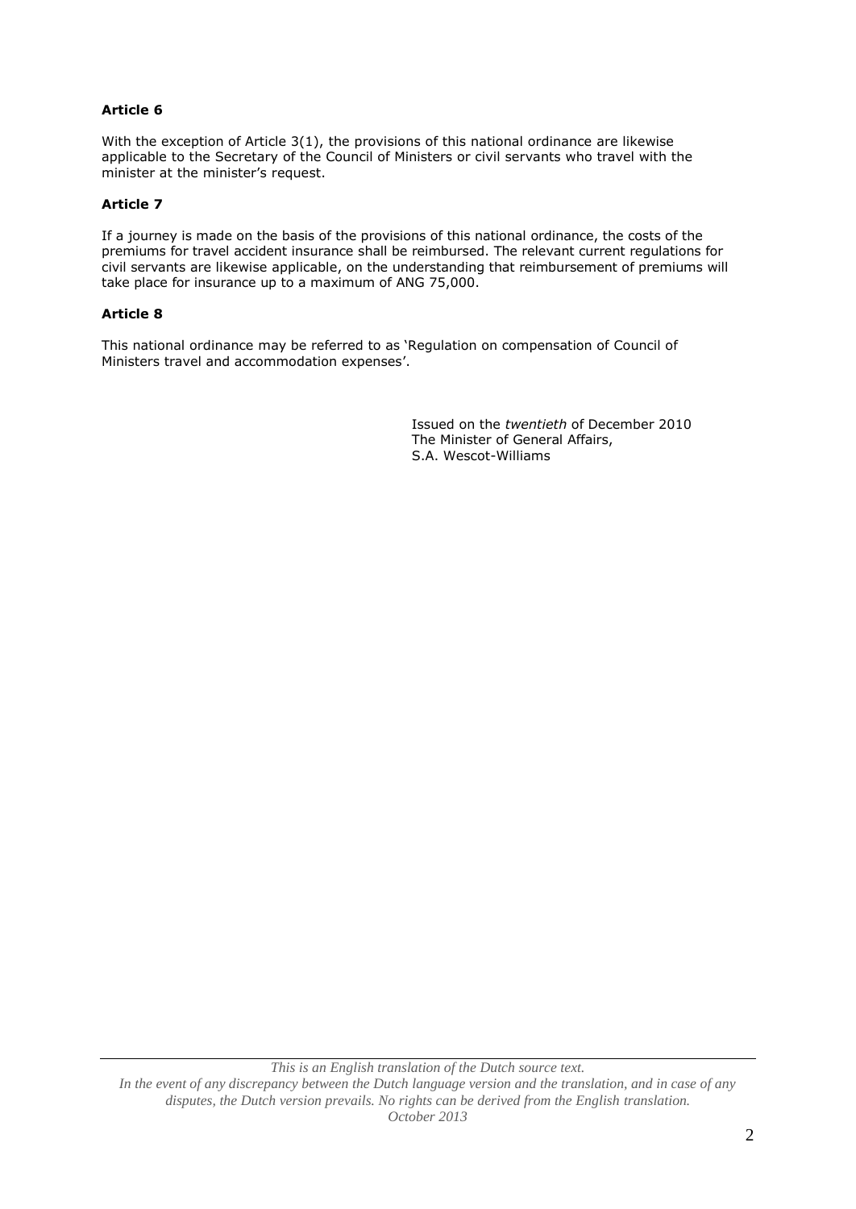**Article 6**

With the exception of Article 3(1), the provisions of this national ordinance are likewise applicable to the Secretary of the Council of Ministers or civil servants who travel with the minister at the minister's request.

**Article 7**

If a journey is made on the basis of the provisions of this national ordinance, the costs of the premiums for travel accident insurance shall be reimbursed. The relevant current regulations for civil servants are likewise applicable, on the understanding that reimbursement of premiums will take place for insurance up to a maximum of ANG 75,000.

**Article 8**

This national ordinance may be referred to as 'Regulation on compensation of Council of Ministers travel and accommodation expenses'.

Issued on the *twentieth* of December 2010
The Minister of General Affairs,
S.A. Wescot-Williams

*This is an English translation of the Dutch source text.*
*In the event of any discrepancy between the Dutch language version and the translation, and in case of any disputes, the Dutch version prevails. No rights can be derived from the English translation.*
*October 2013*